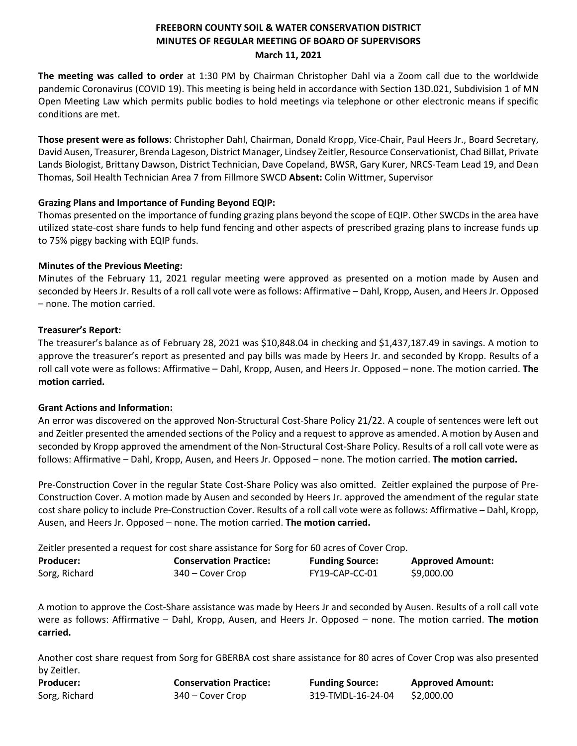# FREEBORN COUNTY SOIL & WATER CONSERVATION DISTRICT
## MINUTES OF REGULAR MEETING OF BOARD OF SUPERVISORS
### March 11, 2021

**The meeting was called to order** at 1:30 PM by Chairman Christopher Dahl via a Zoom call due to the worldwide pandemic Coronavirus (COVID 19). This meeting is being held in accordance with Section 13D.021, Subdivision 1 of MN Open Meeting Law which permits public bodies to hold meetings via telephone or other electronic means if specific conditions are met.

**Those present were as follows**: Christopher Dahl, Chairman, Donald Kropp, Vice-Chair, Paul Heers Jr., Board Secretary, David Ausen, Treasurer, Brenda Lageson, District Manager, Lindsey Zeitler, Resource Conservationist, Chad Billat, Private Lands Biologist, Brittany Dawson, District Technician, Dave Copeland, BWSR, Gary Kurer, NRCS-Team Lead 19, and Dean Thomas, Soil Health Technician Area 7 from Fillmore SWCD **Absent:** Colin Wittmer, Supervisor

**Grazing Plans and Importance of Funding Beyond EQIP:**
Thomas presented on the importance of funding grazing plans beyond the scope of EQIP. Other SWCDs in the area have utilized state-cost share funds to help fund fencing and other aspects of prescribed grazing plans to increase funds up to 75% piggy backing with EQIP funds.

**Minutes of the Previous Meeting:**
Minutes of the February 11, 2021 regular meeting were approved as presented on a motion made by Ausen and seconded by Heers Jr. Results of a roll call vote were as follows: Affirmative – Dahl, Kropp, Ausen, and Heers Jr. Opposed – none. The motion carried.

**Treasurer's Report:**
The treasurer's balance as of February 28, 2021 was $10,848.04 in checking and $1,437,187.49 in savings. A motion to approve the treasurer's report as presented and pay bills was made by Heers Jr. and seconded by Kropp. Results of a roll call vote were as follows: Affirmative – Dahl, Kropp, Ausen, and Heers Jr. Opposed – none. The motion carried. **The motion carried.**

**Grant Actions and Information:**
An error was discovered on the approved Non-Structural Cost-Share Policy 21/22. A couple of sentences were left out and Zeitler presented the amended sections of the Policy and a request to approve as amended. A motion by Ausen and seconded by Kropp approved the amendment of the Non-Structural Cost-Share Policy. Results of a roll call vote were as follows: Affirmative – Dahl, Kropp, Ausen, and Heers Jr. Opposed – none. The motion carried. **The motion carried.**

Pre-Construction Cover in the regular State Cost-Share Policy was also omitted. Zeitler explained the purpose of Pre-Construction Cover. A motion made by Ausen and seconded by Heers Jr. approved the amendment of the regular state cost share policy to include Pre-Construction Cover. Results of a roll call vote were as follows: Affirmative – Dahl, Kropp, Ausen, and Heers Jr. Opposed – none. The motion carried. **The motion carried.**

Zeitler presented a request for cost share assistance for Sorg for 60 acres of Cover Crop.

| **Producer:** | **Conservation Practice:** | **Funding Source:** | **Approved Amount:** |
|---|---|---|---|
| Sorg, Richard | 340 – Cover Crop | FY19-CAP-CC-01 | $9,000.00 |

A motion to approve the Cost-Share assistance was made by Heers Jr and seconded by Ausen. Results of a roll call vote were as follows: Affirmative – Dahl, Kropp, Ausen, and Heers Jr. Opposed – none. The motion carried. **The motion carried.**

Another cost share request from Sorg for GBERBA cost share assistance for 80 acres of Cover Crop was also presented by Zeitler.

| **Producer:** | **Conservation Practice:** | **Funding Source:** | **Approved Amount:** |
|---|---|---|---|
| Sorg, Richard | 340 – Cover Crop | 319-TMDL-16-24-04 | $2,000.00 |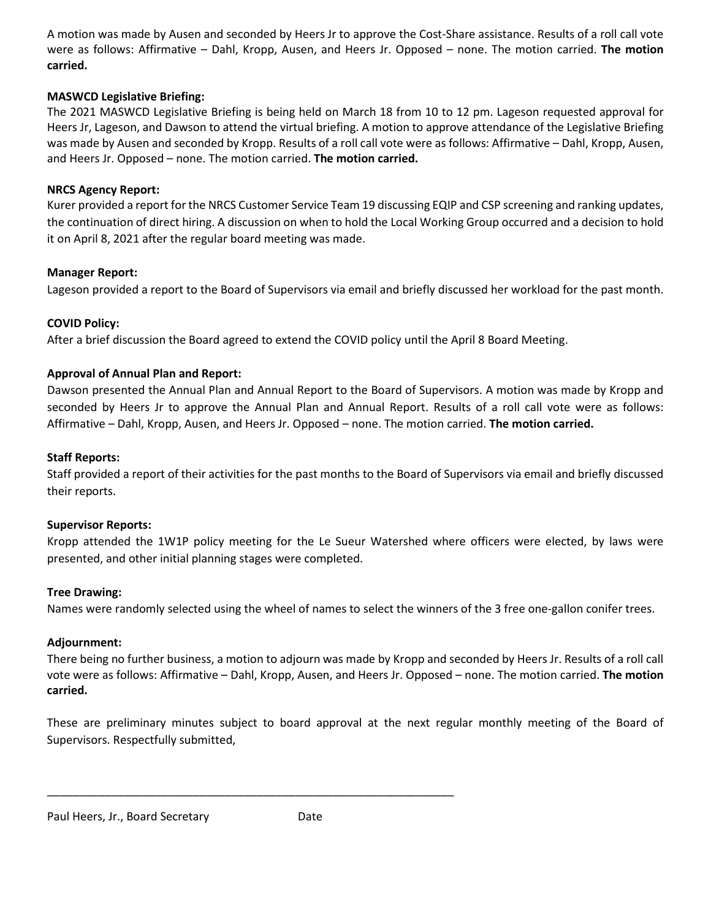A motion was made by Ausen and seconded by Heers Jr to approve the Cost-Share assistance. Results of a roll call vote were as follows: Affirmative – Dahl, Kropp, Ausen, and Heers Jr. Opposed – none. The motion carried. **The motion carried.**

**MASWCD Legislative Briefing:**
The 2021 MASWCD Legislative Briefing is being held on March 18 from 10 to 12 pm. Lageson requested approval for Heers Jr, Lageson, and Dawson to attend the virtual briefing. A motion to approve attendance of the Legislative Briefing was made by Ausen and seconded by Kropp. Results of a roll call vote were as follows: Affirmative – Dahl, Kropp, Ausen, and Heers Jr. Opposed – none. The motion carried. **The motion carried.**

**NRCS Agency Report:**
Kurer provided a report for the NRCS Customer Service Team 19 discussing EQIP and CSP screening and ranking updates, the continuation of direct hiring. A discussion on when to hold the Local Working Group occurred and a decision to hold it on April 8, 2021 after the regular board meeting was made.

**Manager Report:**
Lageson provided a report to the Board of Supervisors via email and briefly discussed her workload for the past month.

**COVID Policy:**
After a brief discussion the Board agreed to extend the COVID policy until the April 8 Board Meeting.

**Approval of Annual Plan and Report:**
Dawson presented the Annual Plan and Annual Report to the Board of Supervisors. A motion was made by Kropp and seconded by Heers Jr to approve the Annual Plan and Annual Report. Results of a roll call vote were as follows: Affirmative – Dahl, Kropp, Ausen, and Heers Jr. Opposed – none. The motion carried. **The motion carried.**

**Staff Reports:**
Staff provided a report of their activities for the past months to the Board of Supervisors via email and briefly discussed their reports.

**Supervisor Reports:**
Kropp attended the 1W1P policy meeting for the Le Sueur Watershed where officers were elected, by laws were presented, and other initial planning stages were completed.

**Tree Drawing:**
Names were randomly selected using the wheel of names to select the winners of the 3 free one-gallon conifer trees.

**Adjournment:**
There being no further business, a motion to adjourn was made by Kropp and seconded by Heers Jr. Results of a roll call vote were as follows: Affirmative – Dahl, Kropp, Ausen, and Heers Jr. Opposed – none. The motion carried. **The motion carried.**

These are preliminary minutes subject to board approval at the next regular monthly meeting of the Board of Supervisors. Respectfully submitted,

\_\_\_\_\_\_\_\_\_\_\_\_\_\_\_\_\_\_\_\_\_\_\_\_\_\_\_\_\_\_\_\_\_\_\_\_\_\_\_\_\_\_\_\_\_\_\_\_\_\_\_\_\_\_\_\_\_\_\_\_\_\_

Paul Heers, Jr., Board Secretary Date